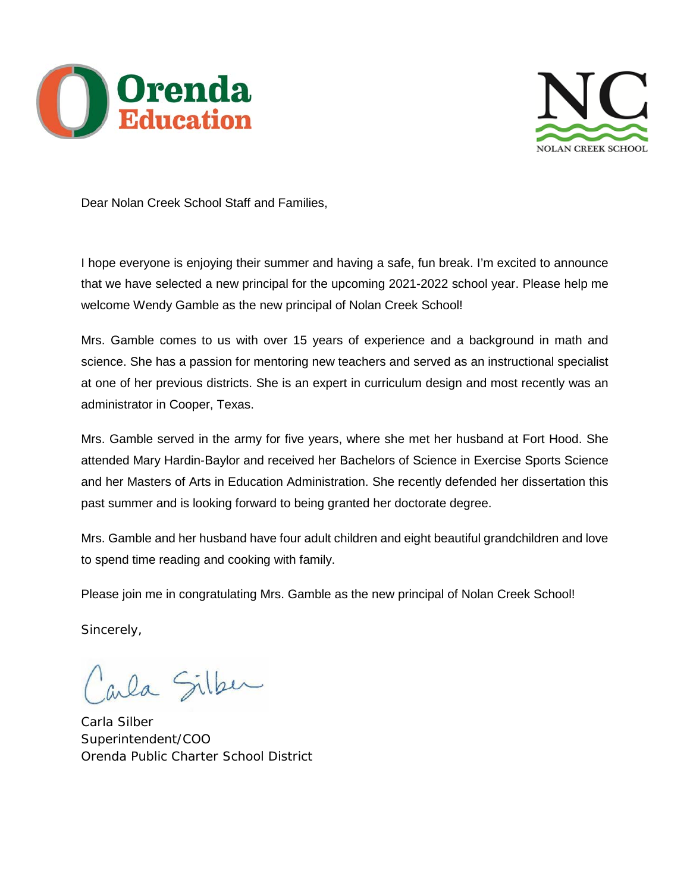Orenda Education

NC
NOLAN CREEK SCHOOL

Dear Nolan Creek School Staff and Families,

I hope everyone is enjoying their summer and having a safe, fun break. I'm excited to announce that we have selected a new principal for the upcoming 2021-2022 school year. Please help me welcome Wendy Gamble as the new principal of Nolan Creek School!

Mrs. Gamble comes to us with over 15 years of experience and a background in math and science. She has a passion for mentoring new teachers and served as an instructional specialist at one of her previous districts. She is an expert in curriculum design and most recently was an administrator in Cooper, Texas.

Mrs. Gamble served in the army for five years, where she met her husband at Fort Hood. She attended Mary Hardin-Baylor and received her Bachelors of Science in Exercise Sports Science and her Masters of Arts in Education Administration. She recently defended her dissertation this past summer and is looking forward to being granted her doctorate degree.

Mrs. Gamble and her husband have four adult children and eight beautiful grandchildren and love to spend time reading and cooking with family.

Please join me in congratulating Mrs. Gamble as the new principal of Nolan Creek School!

Sincerely,

Carla Silber

Carla Silber
Superintendent/COO
Orenda Public Charter School District